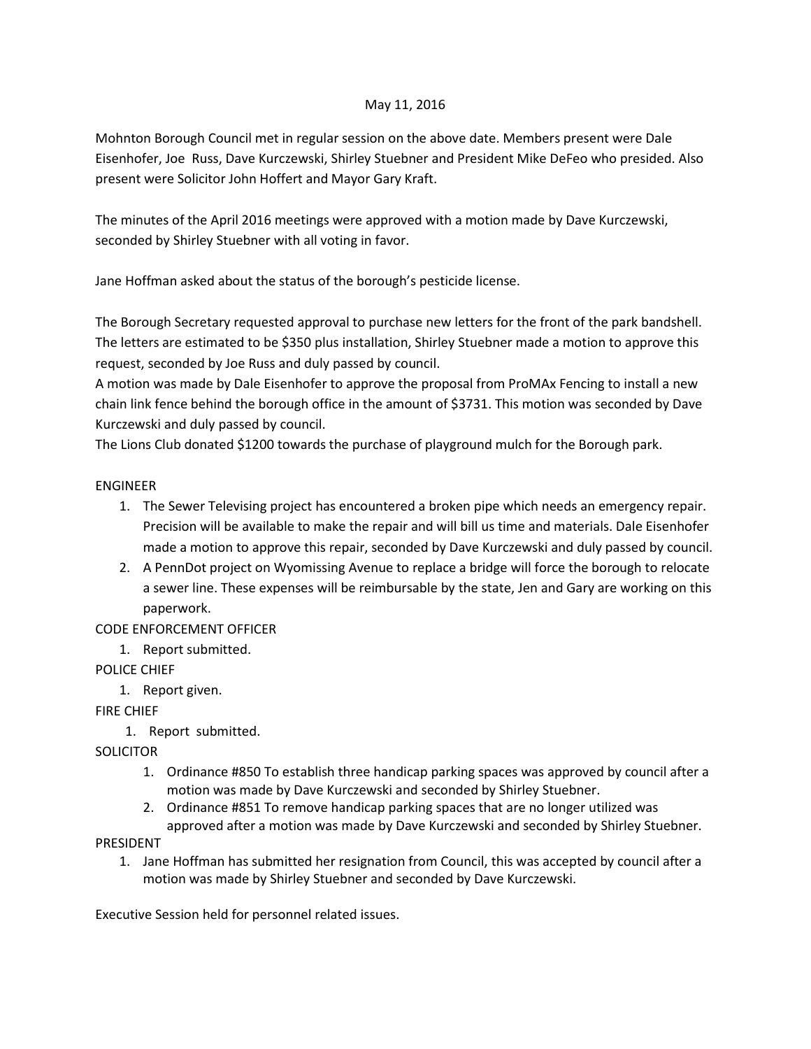May 11, 2016

Mohnton Borough Council met in regular session on the above date. Members present were Dale Eisenhofer, Joe Russ, Dave Kurczewski, Shirley Stuebner and President Mike DeFeo who presided. Also present were Solicitor John Hoffert and Mayor Gary Kraft.

The minutes of the April 2016 meetings were approved with a motion made by Dave Kurczewski, seconded by Shirley Stuebner with all voting in favor.

Jane Hoffman asked about the status of the borough's pesticide license.

The Borough Secretary requested approval to purchase new letters for the front of the park bandshell. The letters are estimated to be $350 plus installation, Shirley Stuebner made a motion to approve this request, seconded by Joe Russ and duly passed by council.

A motion was made by Dale Eisenhofer to approve the proposal from ProMAx Fencing to install a new chain link fence behind the borough office in the amount of $3731. This motion was seconded by Dave Kurczewski and duly passed by council.

The Lions Club donated $1200 towards the purchase of playground mulch for the Borough park.

ENGINEER

1. The Sewer Televising project has encountered a broken pipe which needs an emergency repair. Precision will be available to make the repair and will bill us time and materials. Dale Eisenhofer made a motion to approve this repair, seconded by Dave Kurczewski and duly passed by council.
2. A PennDot project on Wyomissing Avenue to replace a bridge will force the borough to relocate a sewer line. These expenses will be reimbursable by the state, Jen and Gary are working on this paperwork.

CODE ENFORCEMENT OFFICER

1. Report submitted.

POLICE CHIEF

1. Report given.

FIRE CHIEF

1. Report submitted.

SOLICITOR

1. Ordinance #850 To establish three handicap parking spaces was approved by council after a motion was made by Dave Kurczewski and seconded by Shirley Stuebner.
2. Ordinance #851 To remove handicap parking spaces that are no longer utilized was approved after a motion was made by Dave Kurczewski and seconded by Shirley Stuebner.

PRESIDENT

1. Jane Hoffman has submitted her resignation from Council, this was accepted by council after a motion was made by Shirley Stuebner and seconded by Dave Kurczewski.

Executive Session held for personnel related issues.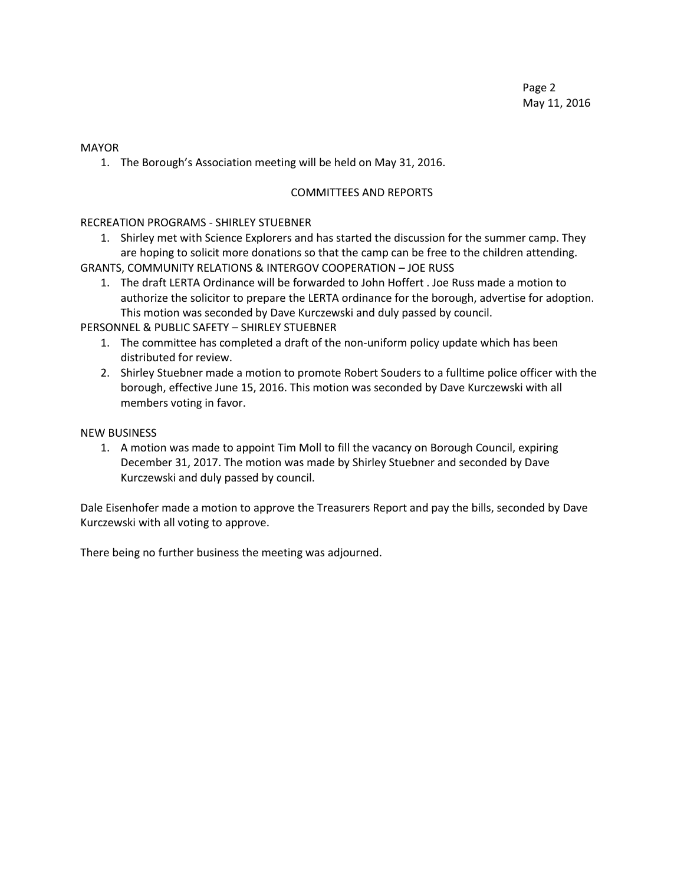MAYOR

1. The Borough's Association meeting will be held on May 31, 2016.

COMMITTEES AND REPORTS

RECREATION PROGRAMS - SHIRLEY STUEBNER

1. Shirley met with Science Explorers and has started the discussion for the summer camp. They are hoping to solicit more donations so that the camp can be free to the children attending.

GRANTS, COMMUNITY RELATIONS & INTERGOV COOPERATION – JOE RUSS

1. The draft LERTA Ordinance will be forwarded to John Hoffert . Joe Russ made a motion to authorize the solicitor to prepare the LERTA ordinance for the borough, advertise for adoption. This motion was seconded by Dave Kurczewski and duly passed by council.

PERSONNEL & PUBLIC SAFETY – SHIRLEY STUEBNER

1. The committee has completed a draft of the non-uniform policy update which has been distributed for review.
2. Shirley Stuebner made a motion to promote Robert Souders to a fulltime police officer with the borough, effective June 15, 2016. This motion was seconded by Dave Kurczewski with all members voting in favor.

NEW BUSINESS

1. A motion was made to appoint Tim Moll to fill the vacancy on Borough Council, expiring December 31, 2017. The motion was made by Shirley Stuebner and seconded by Dave Kurczewski and duly passed by council.

Dale Eisenhofer made a motion to approve the Treasurers Report and pay the bills, seconded by Dave Kurczewski with all voting to approve.

There being no further business the meeting was adjourned.